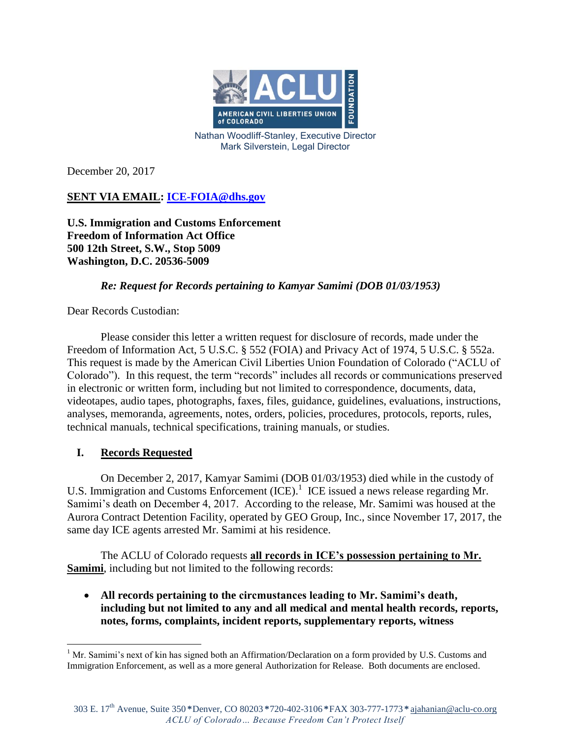AMERICAN CIVIL LIBERTIES UNION of COLORADO — ACLU FOUNDATION

Nathan Woodliff-Stanley, Executive Director
Mark Silverstein, Legal Director

December 20, 2017

**SENT VIA EMAIL: ICE-FOIA@dhs.gov**

**U.S. Immigration and Customs Enforcement**
**Freedom of Information Act Office**
**500 12th Street, S.W., Stop 5009**
**Washington, D.C. 20536-5009**

***Re: Request for Records pertaining to Kamyar Samimi (DOB 01/03/1953)***

Dear Records Custodian:

Please consider this letter a written request for disclosure of records, made under the Freedom of Information Act, 5 U.S.C. § 552 (FOIA) and Privacy Act of 1974, 5 U.S.C. § 552a. This request is made by the American Civil Liberties Union Foundation of Colorado ("ACLU of Colorado"). In this request, the term "records" includes all records or communications preserved in electronic or written form, including but not limited to correspondence, documents, data, videotapes, audio tapes, photographs, faxes, files, guidance, guidelines, evaluations, instructions, analyses, memoranda, agreements, notes, orders, policies, procedures, protocols, reports, rules, technical manuals, technical specifications, training manuals, or studies.

## I. Records Requested

On December 2, 2017, Kamyar Samimi (DOB 01/03/1953) died while in the custody of U.S. Immigration and Customs Enforcement (ICE).[1] ICE issued a news release regarding Mr. Samimi's death on December 4, 2017. According to the release, Mr. Samimi was housed at the Aurora Contract Detention Facility, operated by GEO Group, Inc., since November 17, 2017, the same day ICE agents arrested Mr. Samimi at his residence.

The ACLU of Colorado requests **all records in ICE's possession pertaining to Mr. Samimi**, including but not limited to the following records:

- **All records pertaining to the circmustances leading to Mr. Samimi's death, including but not limited to any and all medical and mental health records, reports, notes, forms, complaints, incident reports, supplementary reports, witness**

[1] Mr. Samimi's next of kin has signed both an Affirmation/Declaration on a form provided by U.S. Customs and Immigration Enforcement, as well as a more general Authorization for Release. Both documents are enclosed.

303 E. 17th Avenue, Suite 350 * Denver, CO 80203 * 720-402-3106 * FAX 303-777-1773 * ajahanian@aclu-co.org
*ACLU of Colorado… Because Freedom Can't Protect Itself*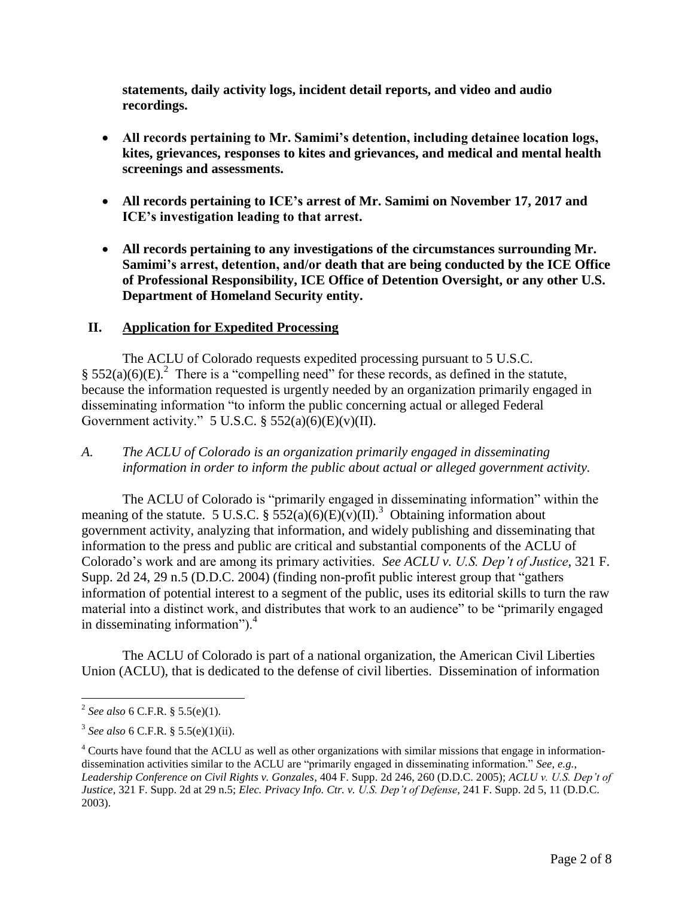**statements, daily activity logs, incident detail reports, and video and audio recordings.**

- **All records pertaining to Mr. Samimi's detention, including detainee location logs, kites, grievances, responses to kites and grievances, and medical and mental health screenings and assessments.**

- **All records pertaining to ICE's arrest of Mr. Samimi on November 17, 2017 and ICE's investigation leading to that arrest.**

- **All records pertaining to any investigations of the circumstances surrounding Mr. Samimi's arrest, detention, and/or death that are being conducted by the ICE Office of Professional Responsibility, ICE Office of Detention Oversight, or any other U.S. Department of Homeland Security entity.**

## II. Application for Expedited Processing

The ACLU of Colorado requests expedited processing pursuant to 5 U.S.C. § 552(a)(6)(E).[2] There is a "compelling need" for these records, as defined in the statute, because the information requested is urgently needed by an organization primarily engaged in disseminating information "to inform the public concerning actual or alleged Federal Government activity." 5 U.S.C. § 552(a)(6)(E)(v)(II).

### *A. The ACLU of Colorado is an organization primarily engaged in disseminating information in order to inform the public about actual or alleged government activity.*

The ACLU of Colorado is "primarily engaged in disseminating information" within the meaning of the statute. 5 U.S.C. § 552(a)(6)(E)(v)(II).[3] Obtaining information about government activity, analyzing that information, and widely publishing and disseminating that information to the press and public are critical and substantial components of the ACLU of Colorado's work and are among its primary activities. *See ACLU v. U.S. Dep't of Justice*, 321 F. Supp. 2d 24, 29 n.5 (D.D.C. 2004) (finding non-profit public interest group that "gathers information of potential interest to a segment of the public, uses its editorial skills to turn the raw material into a distinct work, and distributes that work to an audience" to be "primarily engaged in disseminating information").[4]

The ACLU of Colorado is part of a national organization, the American Civil Liberties Union (ACLU), that is dedicated to the defense of civil liberties. Dissemination of information

---

[2] *See also* 6 C.F.R. § 5.5(e)(1).

[3] *See also* 6 C.F.R. § 5.5(e)(1)(ii).

[4] Courts have found that the ACLU as well as other organizations with similar missions that engage in information-dissemination activities similar to the ACLU are "primarily engaged in disseminating information." *See, e.g.*, *Leadership Conference on Civil Rights v. Gonzales*, 404 F. Supp. 2d 246, 260 (D.D.C. 2005); *ACLU v. U.S. Dep't of Justice*, 321 F. Supp. 2d at 29 n.5; *Elec. Privacy Info. Ctr. v. U.S. Dep't of Defense*, 241 F. Supp. 2d 5, 11 (D.D.C. 2003).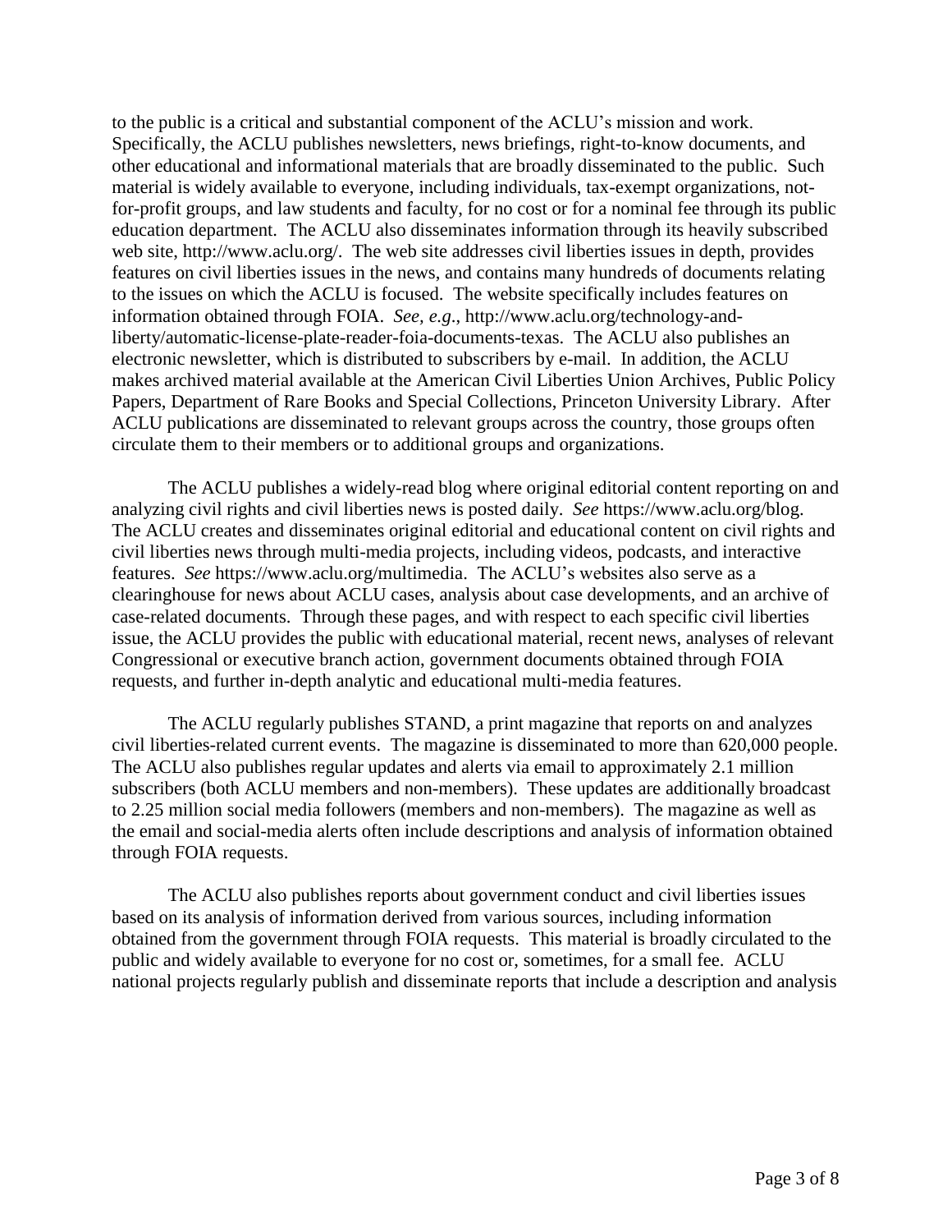to the public is a critical and substantial component of the ACLU's mission and work. Specifically, the ACLU publishes newsletters, news briefings, right-to-know documents, and other educational and informational materials that are broadly disseminated to the public. Such material is widely available to everyone, including individuals, tax-exempt organizations, not-for-profit groups, and law students and faculty, for no cost or for a nominal fee through its public education department. The ACLU also disseminates information through its heavily subscribed web site, http://www.aclu.org/. The web site addresses civil liberties issues in depth, provides features on civil liberties issues in the news, and contains many hundreds of documents relating to the issues on which the ACLU is focused. The website specifically includes features on information obtained through FOIA. *See, e.g.*, http://www.aclu.org/technology-and-liberty/automatic-license-plate-reader-foia-documents-texas. The ACLU also publishes an electronic newsletter, which is distributed to subscribers by e-mail. In addition, the ACLU makes archived material available at the American Civil Liberties Union Archives, Public Policy Papers, Department of Rare Books and Special Collections, Princeton University Library. After ACLU publications are disseminated to relevant groups across the country, those groups often circulate them to their members or to additional groups and organizations.

The ACLU publishes a widely-read blog where original editorial content reporting on and analyzing civil rights and civil liberties news is posted daily. *See* https://www.aclu.org/blog. The ACLU creates and disseminates original editorial and educational content on civil rights and civil liberties news through multi-media projects, including videos, podcasts, and interactive features. *See* https://www.aclu.org/multimedia. The ACLU's websites also serve as a clearinghouse for news about ACLU cases, analysis about case developments, and an archive of case-related documents. Through these pages, and with respect to each specific civil liberties issue, the ACLU provides the public with educational material, recent news, analyses of relevant Congressional or executive branch action, government documents obtained through FOIA requests, and further in-depth analytic and educational multi-media features.

The ACLU regularly publishes STAND, a print magazine that reports on and analyzes civil liberties-related current events. The magazine is disseminated to more than 620,000 people. The ACLU also publishes regular updates and alerts via email to approximately 2.1 million subscribers (both ACLU members and non-members). These updates are additionally broadcast to 2.25 million social media followers (members and non-members). The magazine as well as the email and social-media alerts often include descriptions and analysis of information obtained through FOIA requests.

The ACLU also publishes reports about government conduct and civil liberties issues based on its analysis of information derived from various sources, including information obtained from the government through FOIA requests. This material is broadly circulated to the public and widely available to everyone for no cost or, sometimes, for a small fee. ACLU national projects regularly publish and disseminate reports that include a description and analysis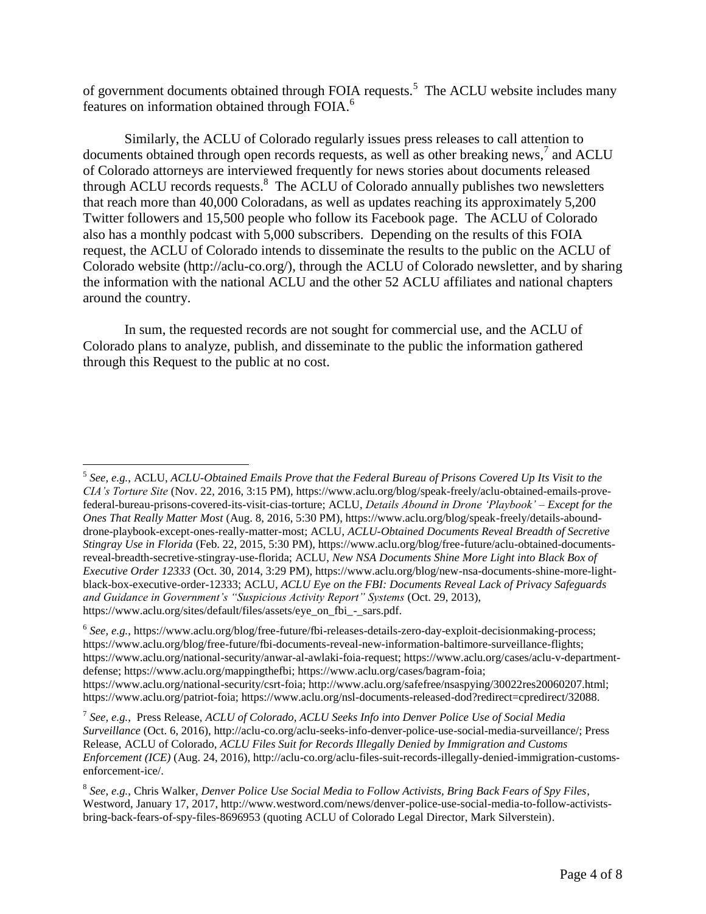of government documents obtained through FOIA requests.[5] The ACLU website includes many features on information obtained through FOIA.[6]

Similarly, the ACLU of Colorado regularly issues press releases to call attention to documents obtained through open records requests, as well as other breaking news,[7] and ACLU of Colorado attorneys are interviewed frequently for news stories about documents released through ACLU records requests.[8] The ACLU of Colorado annually publishes two newsletters that reach more than 40,000 Coloradans, as well as updates reaching its approximately 5,200 Twitter followers and 15,500 people who follow its Facebook page. The ACLU of Colorado also has a monthly podcast with 5,000 subscribers. Depending on the results of this FOIA request, the ACLU of Colorado intends to disseminate the results to the public on the ACLU of Colorado website (http://aclu-co.org/), through the ACLU of Colorado newsletter, and by sharing the information with the national ACLU and the other 52 ACLU affiliates and national chapters around the country.

In sum, the requested records are not sought for commercial use, and the ACLU of Colorado plans to analyze, publish, and disseminate to the public the information gathered through this Request to the public at no cost.

---

[5] *See, e.g.*, ACLU, *ACLU-Obtained Emails Prove that the Federal Bureau of Prisons Covered Up Its Visit to the CIA's Torture Site* (Nov. 22, 2016, 3:15 PM), https://www.aclu.org/blog/speak-freely/aclu-obtained-emails-prove-federal-bureau-prisons-covered-its-visit-cias-torture; ACLU, *Details Abound in Drone 'Playbook' – Except for the Ones That Really Matter Most* (Aug. 8, 2016, 5:30 PM), https://www.aclu.org/blog/speak-freely/details-abound-drone-playbook-except-ones-really-matter-most; ACLU, *ACLU-Obtained Documents Reveal Breadth of Secretive Stingray Use in Florida* (Feb. 22, 2015, 5:30 PM), https://www.aclu.org/blog/free-future/aclu-obtained-documents-reveal-breadth-secretive-stingray-use-florida; ACLU, *New NSA Documents Shine More Light into Black Box of Executive Order 12333* (Oct. 30, 2014, 3:29 PM), https://www.aclu.org/blog/new-nsa-documents-shine-more-light-black-box-executive-order-12333; ACLU, *ACLU Eye on the FBI: Documents Reveal Lack of Privacy Safeguards and Guidance in Government's "Suspicious Activity Report" Systems* (Oct. 29, 2013), https://www.aclu.org/sites/default/files/assets/eye_on_fbi_-_sars.pdf.

[6] *See, e.g.*, https://www.aclu.org/blog/free-future/fbi-releases-details-zero-day-exploit-decisionmaking-process; https://www.aclu.org/blog/free-future/fbi-documents-reveal-new-information-baltimore-surveillance-flights; https://www.aclu.org/national-security/anwar-al-awlaki-foia-request; https://www.aclu.org/cases/aclu-v-department-defense; https://www.aclu.org/mappingthefbi; https://www.aclu.org/cases/bagram-foia; https://www.aclu.org/national-security/csrt-foia; http://www.aclu.org/safefree/nsaspying/30022res20060207.html; https://www.aclu.org/patriot-foia; https://www.aclu.org/nsl-documents-released-dod?redirect=cpredirect/32088.

[7] *See, e.g.*, Press Release, *ACLU of Colorado, ACLU Seeks Info into Denver Police Use of Social Media Surveillance* (Oct. 6, 2016), http://aclu-co.org/aclu-seeks-info-denver-police-use-social-media-surveillance/; Press Release, ACLU of Colorado, *ACLU Files Suit for Records Illegally Denied by Immigration and Customs Enforcement (ICE)* (Aug. 24, 2016), http://aclu-co.org/aclu-files-suit-records-illegally-denied-immigration-customs-enforcement-ice/.

[8] *See, e.g.*, Chris Walker, *Denver Police Use Social Media to Follow Activists, Bring Back Fears of Spy Files*, Westword, January 17, 2017, http://www.westword.com/news/denver-police-use-social-media-to-follow-activists-bring-back-fears-of-spy-files-8696953 (quoting ACLU of Colorado Legal Director, Mark Silverstein).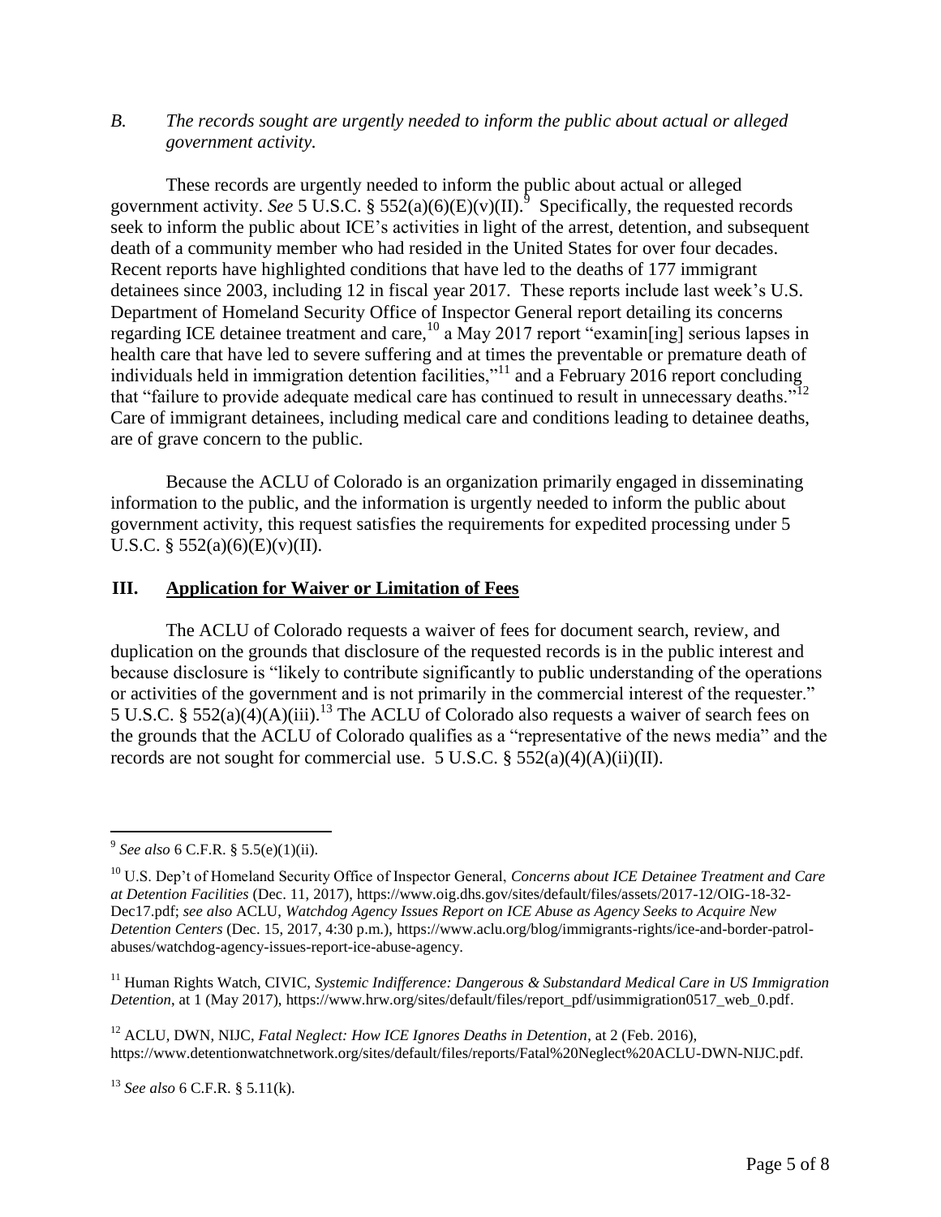### *B. The records sought are urgently needed to inform the public about actual or alleged government activity.*

These records are urgently needed to inform the public about actual or alleged government activity. *See* 5 U.S.C. § 552(a)(6)(E)(v)(II).[9] Specifically, the requested records seek to inform the public about ICE's activities in light of the arrest, detention, and subsequent death of a community member who had resided in the United States for over four decades. Recent reports have highlighted conditions that have led to the deaths of 177 immigrant detainees since 2003, including 12 in fiscal year 2017. These reports include last week's U.S. Department of Homeland Security Office of Inspector General report detailing its concerns regarding ICE detainee treatment and care,[10] a May 2017 report "examin[ing] serious lapses in health care that have led to severe suffering and at times the preventable or premature death of individuals held in immigration detention facilities,"[11] and a February 2016 report concluding that "failure to provide adequate medical care has continued to result in unnecessary deaths."[12] Care of immigrant detainees, including medical care and conditions leading to detainee deaths, are of grave concern to the public.

Because the ACLU of Colorado is an organization primarily engaged in disseminating information to the public, and the information is urgently needed to inform the public about government activity, this request satisfies the requirements for expedited processing under 5 U.S.C. § 552(a)(6)(E)(v)(II).

## III. <u>Application for Waiver or Limitation of Fees</u>

The ACLU of Colorado requests a waiver of fees for document search, review, and duplication on the grounds that disclosure of the requested records is in the public interest and because disclosure is "likely to contribute significantly to public understanding of the operations or activities of the government and is not primarily in the commercial interest of the requester." 5 U.S.C. § 552(a)(4)(A)(iii).[13] The ACLU of Colorado also requests a waiver of search fees on the grounds that the ACLU of Colorado qualifies as a "representative of the news media" and the records are not sought for commercial use. 5 U.S.C. § 552(a)(4)(A)(ii)(II).

---

[9] *See also* 6 C.F.R. § 5.5(e)(1)(ii).

[10] U.S. Dep't of Homeland Security Office of Inspector General, *Concerns about ICE Detainee Treatment and Care at Detention Facilities* (Dec. 11, 2017), https://www.oig.dhs.gov/sites/default/files/assets/2017-12/OIG-18-32-Dec17.pdf; *see also* ACLU, *Watchdog Agency Issues Report on ICE Abuse as Agency Seeks to Acquire New Detention Centers* (Dec. 15, 2017, 4:30 p.m.), https://www.aclu.org/blog/immigrants-rights/ice-and-border-patrol-abuses/watchdog-agency-issues-report-ice-abuse-agency.

[11] Human Rights Watch, CIVIC, *Systemic Indifference: Dangerous & Substandard Medical Care in US Immigration Detention*, at 1 (May 2017), https://www.hrw.org/sites/default/files/report_pdf/usimmigration0517_web_0.pdf.

[12] ACLU, DWN, NIJC, *Fatal Neglect: How ICE Ignores Deaths in Detention*, at 2 (Feb. 2016), https://www.detentionwatchnetwork.org/sites/default/files/reports/Fatal%20Neglect%20ACLU-DWN-NIJC.pdf.

[13] *See also* 6 C.F.R. § 5.11(k).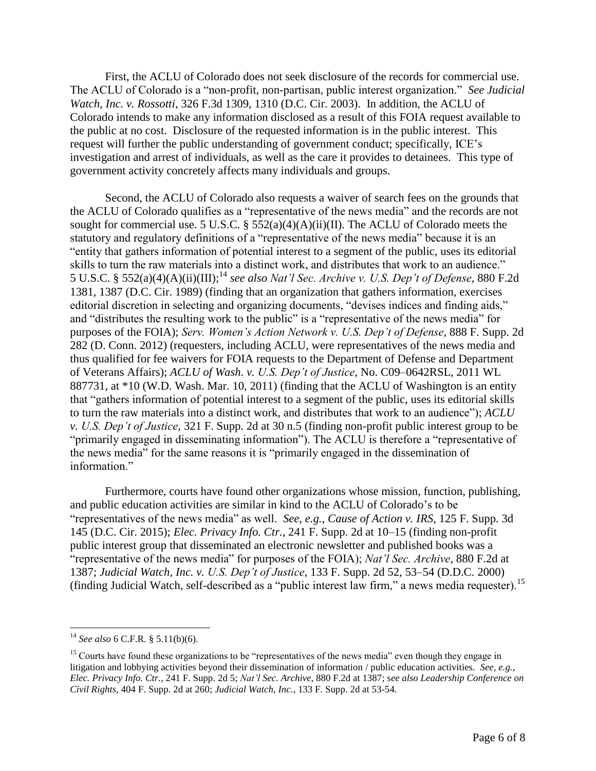First, the ACLU of Colorado does not seek disclosure of the records for commercial use. The ACLU of Colorado is a "non-profit, non-partisan, public interest organization." *See Judicial Watch, Inc. v. Rossotti*, 326 F.3d 1309, 1310 (D.C. Cir. 2003). In addition, the ACLU of Colorado intends to make any information disclosed as a result of this FOIA request available to the public at no cost. Disclosure of the requested information is in the public interest. This request will further the public understanding of government conduct; specifically, ICE's investigation and arrest of individuals, as well as the care it provides to detainees. This type of government activity concretely affects many individuals and groups.

Second, the ACLU of Colorado also requests a waiver of search fees on the grounds that the ACLU of Colorado qualifies as a "representative of the news media" and the records are not sought for commercial use. 5 U.S.C. § 552(a)(4)(A)(ii)(II). The ACLU of Colorado meets the statutory and regulatory definitions of a "representative of the news media" because it is an "entity that gathers information of potential interest to a segment of the public, uses its editorial skills to turn the raw materials into a distinct work, and distributes that work to an audience." 5 U.S.C. § 552(a)(4)(A)(ii)(III);[14] *see also Nat'l Sec. Archive v. U.S. Dep't of Defense*, 880 F.2d 1381, 1387 (D.C. Cir. 1989) (finding that an organization that gathers information, exercises editorial discretion in selecting and organizing documents, "devises indices and finding aids," and "distributes the resulting work to the public" is a "representative of the news media" for purposes of the FOIA); *Serv. Women's Action Network v. U.S. Dep't of Defense*, 888 F. Supp. 2d 282 (D. Conn. 2012) (requesters, including ACLU, were representatives of the news media and thus qualified for fee waivers for FOIA requests to the Department of Defense and Department of Veterans Affairs); *ACLU of Wash. v. U.S. Dep't of Justice*, No. C09–0642RSL, 2011 WL 887731, at *10 (W.D. Wash. Mar. 10, 2011) (finding that the ACLU of Washington is an entity that "gathers information of potential interest to a segment of the public, uses its editorial skills to turn the raw materials into a distinct work, and distributes that work to an audience"); *ACLU v. U.S. Dep't of Justice*, 321 F. Supp. 2d at 30 n.5 (finding non-profit public interest group to be "primarily engaged in disseminating information"). The ACLU is therefore a "representative of the news media" for the same reasons it is "primarily engaged in the dissemination of information."

Furthermore, courts have found other organizations whose mission, function, publishing, and public education activities are similar in kind to the ACLU of Colorado's to be "representatives of the news media" as well. *See, e.g.*, *Cause of Action v. IRS*, 125 F. Supp. 3d 145 (D.C. Cir. 2015); *Elec. Privacy Info. Ctr.*, 241 F. Supp. 2d at 10–15 (finding non-profit public interest group that disseminated an electronic newsletter and published books was a "representative of the news media" for purposes of the FOIA); *Nat'l Sec. Archive*, 880 F.2d at 1387; *Judicial Watch, Inc. v. U.S. Dep't of Justice*, 133 F. Supp. 2d 52, 53–54 (D.D.C. 2000) (finding Judicial Watch, self-described as a "public interest law firm," a news media requester).[15]

---

[14] *See also* 6 C.F.R. § 5.11(b)(6).

[15] Courts have found these organizations to be "representatives of the news media" even though they engage in litigation and lobbying activities beyond their dissemination of information / public education activities. *See, e.g.*, *Elec. Privacy Info. Ctr.*, 241 F. Supp. 2d 5; *Nat'l Sec. Archive*, 880 F.2d at 1387; *see also Leadership Conference on Civil Rights*, 404 F. Supp. 2d at 260; *Judicial Watch, Inc.*, 133 F. Supp. 2d at 53-54.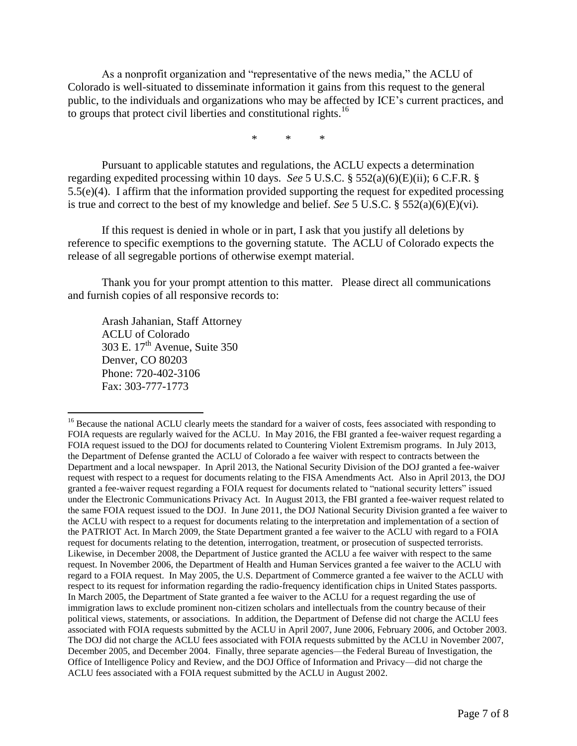As a nonprofit organization and "representative of the news media," the ACLU of Colorado is well-situated to disseminate information it gains from this request to the general public, to the individuals and organizations who may be affected by ICE's current practices, and to groups that protect civil liberties and constitutional rights.[16]

\*        \*        \*

Pursuant to applicable statutes and regulations, the ACLU expects a determination regarding expedited processing within 10 days. *See* 5 U.S.C. § 552(a)(6)(E)(ii); 6 C.F.R. § 5.5(e)(4). I affirm that the information provided supporting the request for expedited processing is true and correct to the best of my knowledge and belief. *See* 5 U.S.C. § 552(a)(6)(E)(vi).

If this request is denied in whole or in part, I ask that you justify all deletions by reference to specific exemptions to the governing statute. The ACLU of Colorado expects the release of all segregable portions of otherwise exempt material.

Thank you for your prompt attention to this matter. Please direct all communications and furnish copies of all responsive records to:

Arash Jahanian, Staff Attorney  
ACLU of Colorado  
303 E. 17th Avenue, Suite 350  
Denver, CO 80203  
Phone: 720-402-3106  
Fax: 303-777-1773

---

[16] Because the national ACLU clearly meets the standard for a waiver of costs, fees associated with responding to FOIA requests are regularly waived for the ACLU. In May 2016, the FBI granted a fee-waiver request regarding a FOIA request issued to the DOJ for documents related to Countering Violent Extremism programs. In July 2013, the Department of Defense granted the ACLU of Colorado a fee waiver with respect to contracts between the Department and a local newspaper. In April 2013, the National Security Division of the DOJ granted a fee-waiver request with respect to a request for documents relating to the FISA Amendments Act. Also in April 2013, the DOJ granted a fee-waiver request regarding a FOIA request for documents related to "national security letters" issued under the Electronic Communications Privacy Act. In August 2013, the FBI granted a fee-waiver request related to the same FOIA request issued to the DOJ. In June 2011, the DOJ National Security Division granted a fee waiver to the ACLU with respect to a request for documents relating to the interpretation and implementation of a section of the PATRIOT Act. In March 2009, the State Department granted a fee waiver to the ACLU with regard to a FOIA request for documents relating to the detention, interrogation, treatment, or prosecution of suspected terrorists. Likewise, in December 2008, the Department of Justice granted the ACLU a fee waiver with respect to the same request. In November 2006, the Department of Health and Human Services granted a fee waiver to the ACLU with regard to a FOIA request. In May 2005, the U.S. Department of Commerce granted a fee waiver to the ACLU with respect to its request for information regarding the radio-frequency identification chips in United States passports. In March 2005, the Department of State granted a fee waiver to the ACLU for a request regarding the use of immigration laws to exclude prominent non-citizen scholars and intellectuals from the country because of their political views, statements, or associations. In addition, the Department of Defense did not charge the ACLU fees associated with FOIA requests submitted by the ACLU in April 2007, June 2006, February 2006, and October 2003. The DOJ did not charge the ACLU fees associated with FOIA requests submitted by the ACLU in November 2007, December 2005, and December 2004. Finally, three separate agencies—the Federal Bureau of Investigation, the Office of Intelligence Policy and Review, and the DOJ Office of Information and Privacy—did not charge the ACLU fees associated with a FOIA request submitted by the ACLU in August 2002.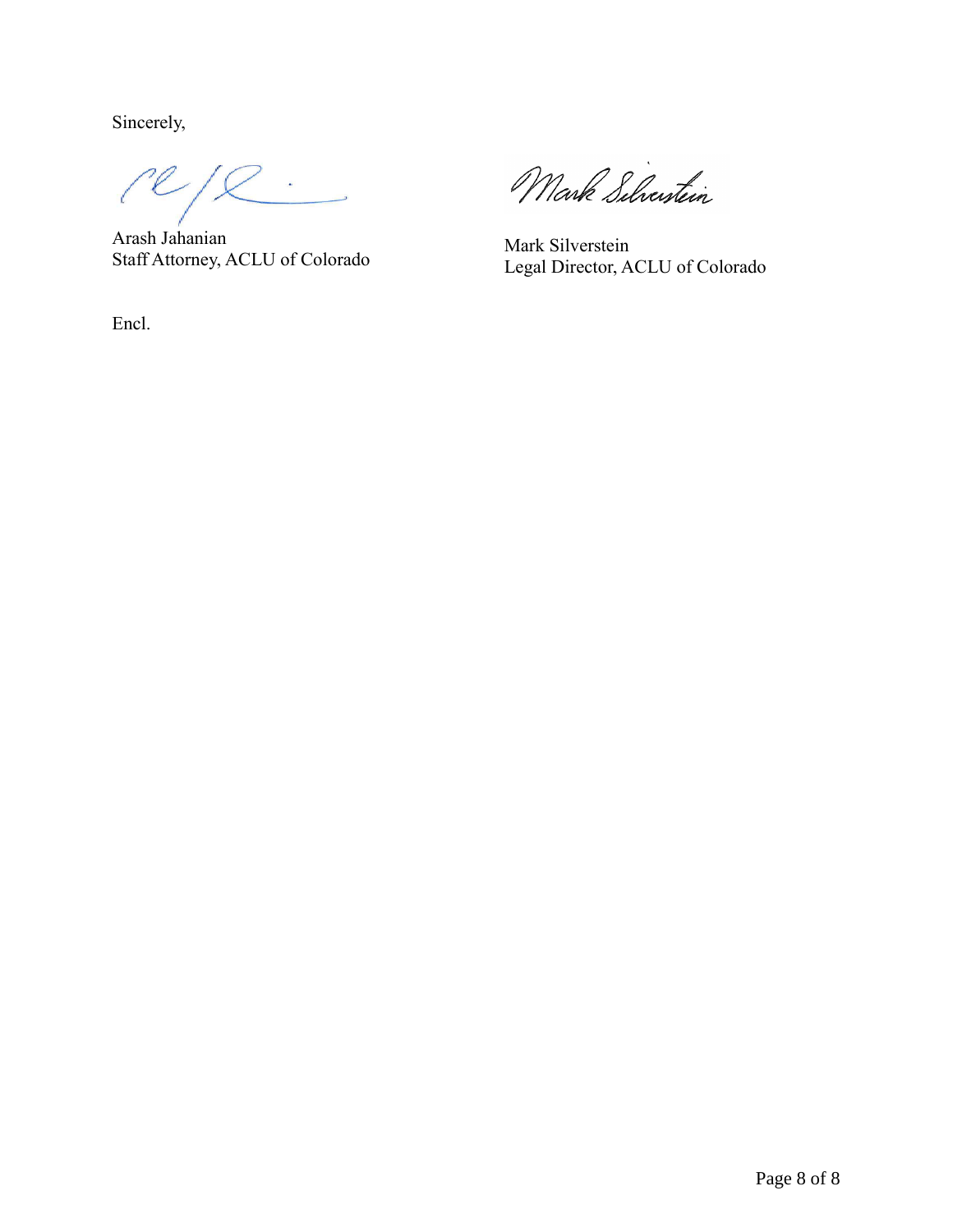Sincerely,

Arash Jahanian
Staff Attorney, ACLU of Colorado

Mark Silverstein
Legal Director, ACLU of Colorado

Encl.